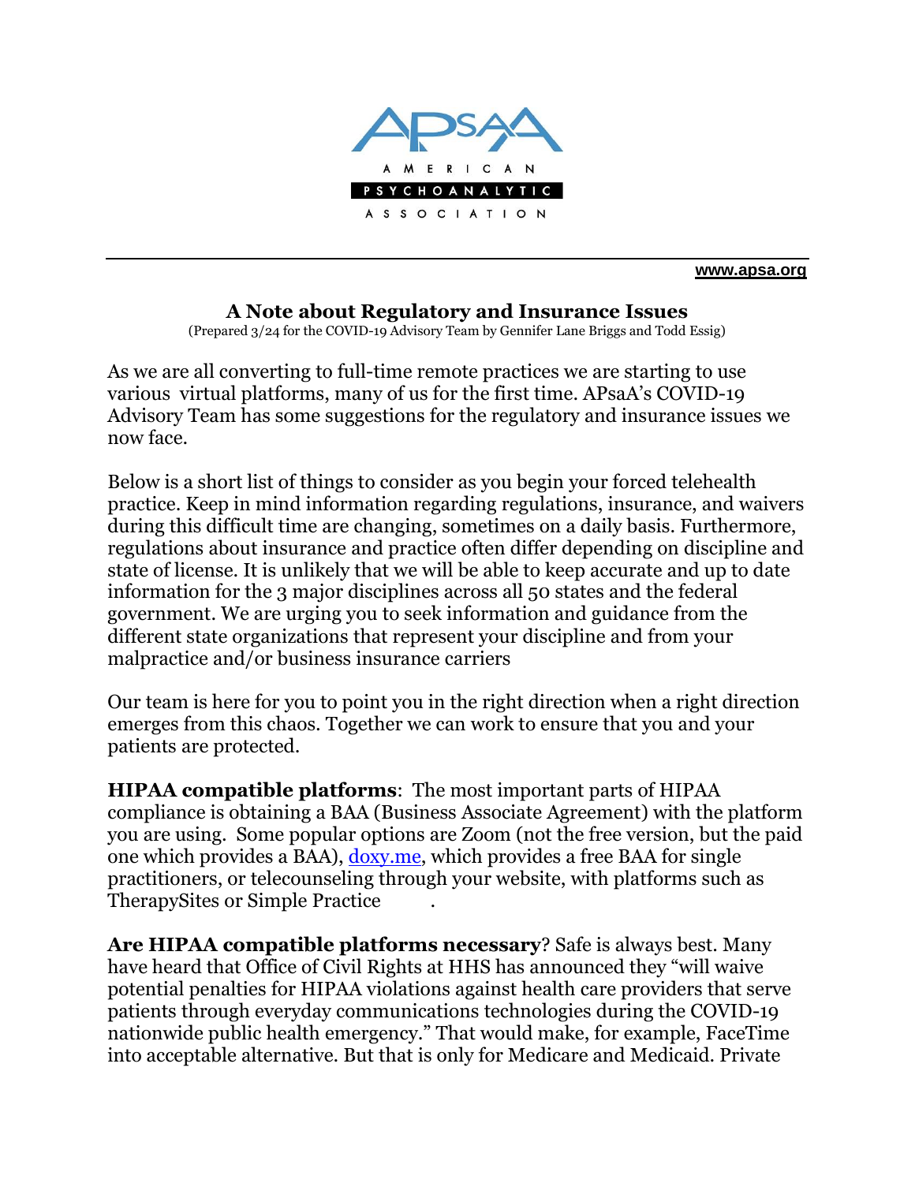AMERICAN PSYCHOANALYTIC ASSOCIATION

www.apsa.org

## A Note about Regulatory and Insurance Issues

(Prepared 3/24 for the COVID-19 Advisory Team by Gennifer Lane Briggs and Todd Essig)

As we are all converting to full-time remote practices we are starting to use various virtual platforms, many of us for the first time. APsaA's COVID-19 Advisory Team has some suggestions for the regulatory and insurance issues we now face.

Below is a short list of things to consider as you begin your forced telehealth practice. Keep in mind information regarding regulations, insurance, and waivers during this difficult time are changing, sometimes on a daily basis. Furthermore, regulations about insurance and practice often differ depending on discipline and state of license. It is unlikely that we will be able to keep accurate and up to date information for the 3 major disciplines across all 50 states and the federal government. We are urging you to seek information and guidance from the different state organizations that represent your discipline and from your malpractice and/or business insurance carriers

Our team is here for you to point you in the right direction when a right direction emerges from this chaos. Together we can work to ensure that you and your patients are protected.

**HIPAA compatible platforms**: The most important parts of HIPAA compliance is obtaining a BAA (Business Associate Agreement) with the platform you are using. Some popular options are Zoom (not the free version, but the paid one which provides a BAA), doxy.me, which provides a free BAA for single practitioners, or telecounseling through your website, with platforms such as TherapySites or Simple Practice .

**Are HIPAA compatible platforms necessary**? Safe is always best. Many have heard that Office of Civil Rights at HHS has announced they "will waive potential penalties for HIPAA violations against health care providers that serve patients through everyday communications technologies during the COVID-19 nationwide public health emergency." That would make, for example, FaceTime into acceptable alternative. But that is only for Medicare and Medicaid. Private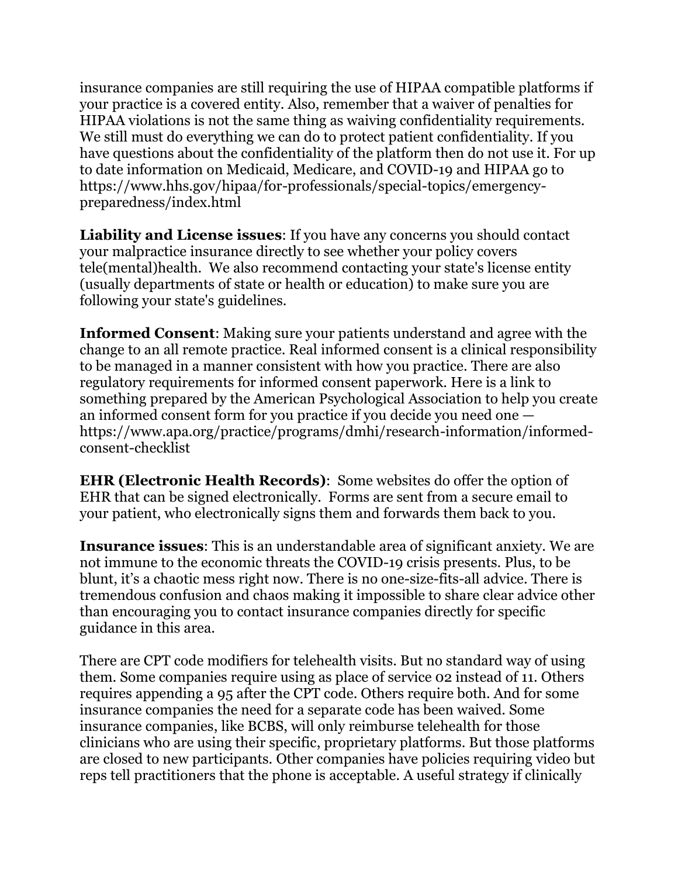insurance companies are still requiring the use of HIPAA compatible platforms if your practice is a covered entity. Also, remember that a waiver of penalties for HIPAA violations is not the same thing as waiving confidentiality requirements. We still must do everything we can do to protect patient confidentiality. If you have questions about the confidentiality of the platform then do not use it. For up to date information on Medicaid, Medicare, and COVID-19 and HIPAA go to https://www.hhs.gov/hipaa/for-professionals/special-topics/emergency-preparedness/index.html

**Liability and License issues**: If you have any concerns you should contact your malpractice insurance directly to see whether your policy covers tele(mental)health. We also recommend contacting your state's license entity (usually departments of state or health or education) to make sure you are following your state's guidelines.

**Informed Consent**: Making sure your patients understand and agree with the change to an all remote practice. Real informed consent is a clinical responsibility to be managed in a manner consistent with how you practice. There are also regulatory requirements for informed consent paperwork. Here is a link to something prepared by the American Psychological Association to help you create an informed consent form for you practice if you decide you need one — https://www.apa.org/practice/programs/dmhi/research-information/informed-consent-checklist

**EHR (Electronic Health Records)**: Some websites do offer the option of EHR that can be signed electronically. Forms are sent from a secure email to your patient, who electronically signs them and forwards them back to you.

**Insurance issues**: This is an understandable area of significant anxiety. We are not immune to the economic threats the COVID-19 crisis presents. Plus, to be blunt, it's a chaotic mess right now. There is no one-size-fits-all advice. There is tremendous confusion and chaos making it impossible to share clear advice other than encouraging you to contact insurance companies directly for specific guidance in this area.

There are CPT code modifiers for telehealth visits. But no standard way of using them. Some companies require using as place of service 02 instead of 11. Others requires appending a 95 after the CPT code. Others require both. And for some insurance companies the need for a separate code has been waived. Some insurance companies, like BCBS, will only reimburse telehealth for those clinicians who are using their specific, proprietary platforms. But those platforms are closed to new participants. Other companies have policies requiring video but reps tell practitioners that the phone is acceptable. A useful strategy if clinically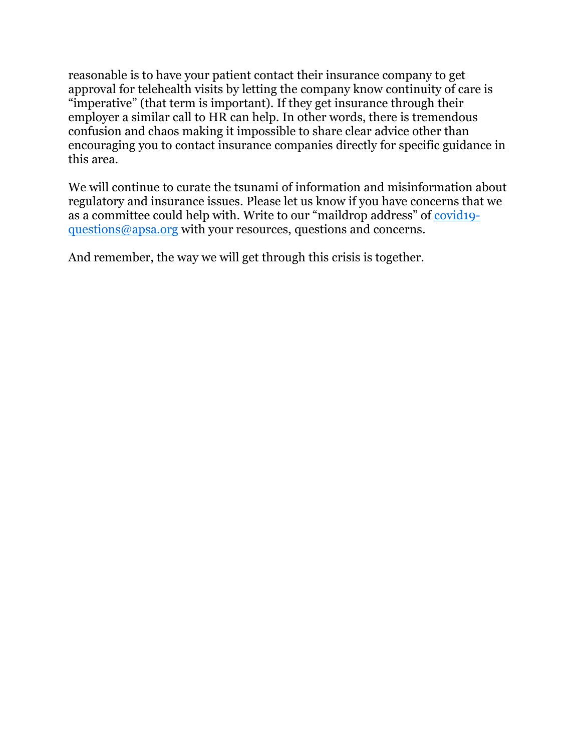reasonable is to have your patient contact their insurance company to get approval for telehealth visits by letting the company know continuity of care is "imperative" (that term is important). If they get insurance through their employer a similar call to HR can help. In other words, there is tremendous confusion and chaos making it impossible to share clear advice other than encouraging you to contact insurance companies directly for specific guidance in this area.

We will continue to curate the tsunami of information and misinformation about regulatory and insurance issues. Please let us know if you have concerns that we as a committee could help with. Write to our "maildrop address" of [covid19-questions@apsa.org](mailto:covid19-questions@apsa.org) with your resources, questions and concerns.

And remember, the way we will get through this crisis is together.